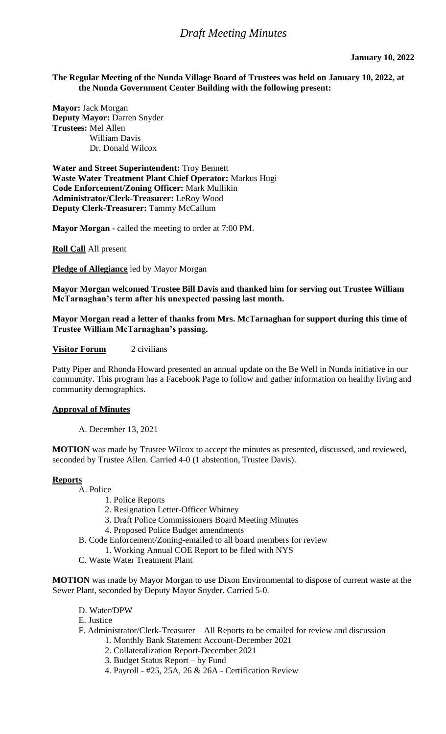# *Draft Meeting Minutes*

**January 10, 2022**

**The Regular Meeting of the Nunda Village Board of Trustees was held on January 10, 2022, at the Nunda Government Center Building with the following present:**

**Mayor:** Jack Morgan
**Deputy Mayor:** Darren Snyder
**Trustees:** Mel Allen
William Davis
Dr. Donald Wilcox

**Water and Street Superintendent:** Troy Bennett
**Waste Water Treatment Plant Chief Operator:** Markus Hugi
**Code Enforcement/Zoning Officer:** Mark Mullikin
**Administrator/Clerk-Treasurer:** LeRoy Wood
**Deputy Clerk-Treasurer:** Tammy McCallum

**Mayor Morgan -** called the meeting to order at 7:00 PM.

**Roll Call** All present

**Pledge of Allegiance** led by Mayor Morgan

**Mayor Morgan welcomed Trustee Bill Davis and thanked him for serving out Trustee William McTarnaghan's term after his unexpected passing last month.**

**Mayor Morgan read a letter of thanks from Mrs. McTarnaghan for support during this time of Trustee William McTarnaghan's passing.**

**Visitor Forum** 2 civilians

Patty Piper and Rhonda Howard presented an annual update on the Be Well in Nunda initiative in our community. This program has a Facebook Page to follow and gather information on healthy living and community demographics.

**Approval of Minutes**

A. December 13, 2021

**MOTION** was made by Trustee Wilcox to accept the minutes as presented, discussed, and reviewed, seconded by Trustee Allen. Carried 4-0 (1 abstention, Trustee Davis).

**Reports**

A. Police
1. Police Reports
2. Resignation Letter-Officer Whitney
3. Draft Police Commissioners Board Meeting Minutes
4. Proposed Police Budget amendments

B. Code Enforcement/Zoning-emailed to all board members for review
1. Working Annual COE Report to be filed with NYS

C. Waste Water Treatment Plant

**MOTION** was made by Mayor Morgan to use Dixon Environmental to dispose of current waste at the Sewer Plant, seconded by Deputy Mayor Snyder. Carried 5-0.

D. Water/DPW

E. Justice

F. Administrator/Clerk-Treasurer – All Reports to be emailed for review and discussion
1. Monthly Bank Statement Account-December 2021
2. Collateralization Report-December 2021
3. Budget Status Report – by Fund
4. Payroll - #25, 25A, 26 & 26A - Certification Review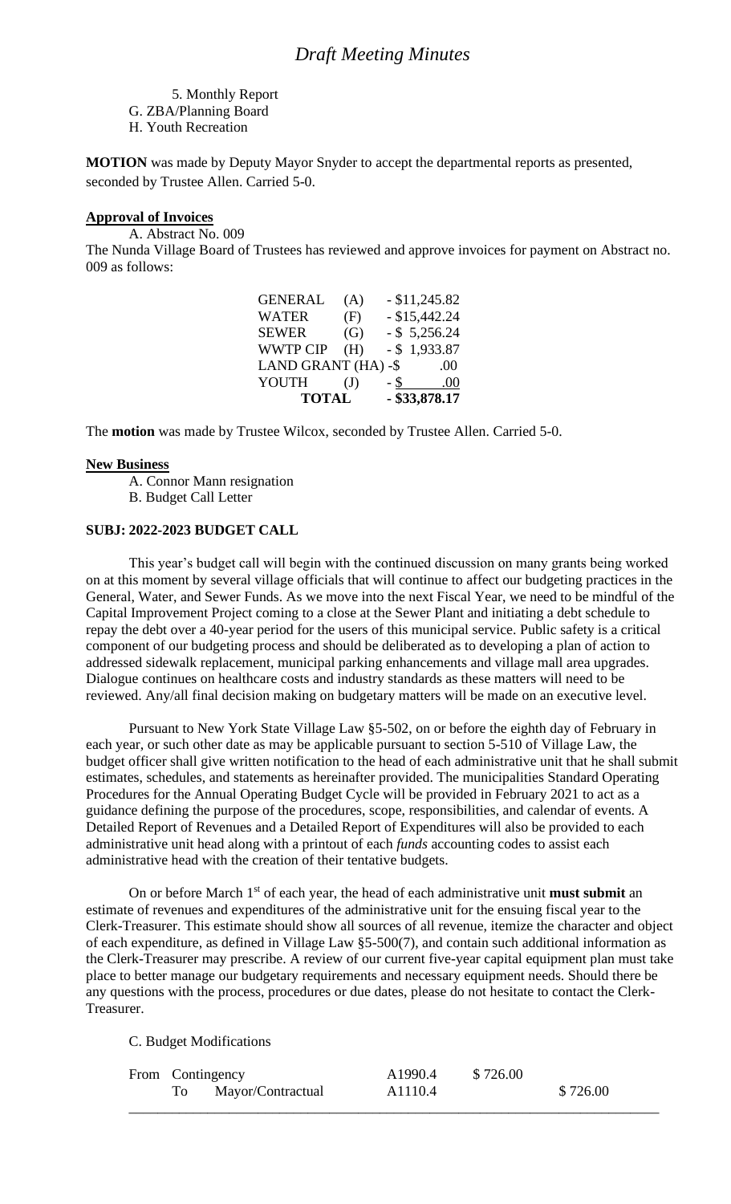5. Monthly Report

G. ZBA/Planning Board

H. Youth Recreation

**MOTION** was made by Deputy Mayor Snyder to accept the departmental reports as presented, seconded by Trustee Allen. Carried 5-0.

**Approval of Invoices**

A. Abstract No. 009

The Nunda Village Board of Trustees has reviewed and approve invoices for payment on Abstract no. 009 as follows:

| | | |
|---|---|---|
| GENERAL | (A) | - $11,245.82 |
| WATER | (F) | - $15,442.24 |
| SEWER | (G) | - $ 5,256.24 |
| WWTP CIP | (H) | - $ 1,933.87 |
| LAND GRANT | (HA) | -$ .00 |
| YOUTH | (J) | - $ .00 |
| **TOTAL** | | **- $33,878.17** |

The **motion** was made by Trustee Wilcox, seconded by Trustee Allen. Carried 5-0.

**New Business**

A. Connor Mann resignation

B. Budget Call Letter

**SUBJ: 2022-2023 BUDGET CALL**

This year's budget call will begin with the continued discussion on many grants being worked on at this moment by several village officials that will continue to affect our budgeting practices in the General, Water, and Sewer Funds. As we move into the next Fiscal Year, we need to be mindful of the Capital Improvement Project coming to a close at the Sewer Plant and initiating a debt schedule to repay the debt over a 40-year period for the users of this municipal service. Public safety is a critical component of our budgeting process and should be deliberated as to developing a plan of action to addressed sidewalk replacement, municipal parking enhancements and village mall area upgrades. Dialogue continues on healthcare costs and industry standards as these matters will need to be reviewed. Any/all final decision making on budgetary matters will be made on an executive level.

Pursuant to New York State Village Law §5-502, on or before the eighth day of February in each year, or such other date as may be applicable pursuant to section 5-510 of Village Law, the budget officer shall give written notification to the head of each administrative unit that he shall submit estimates, schedules, and statements as hereinafter provided. The municipalities Standard Operating Procedures for the Annual Operating Budget Cycle will be provided in February 2021 to act as a guidance defining the purpose of the procedures, scope, responsibilities, and calendar of events. A Detailed Report of Revenues and a Detailed Report of Expenditures will also be provided to each administrative unit head along with a printout of each *funds* accounting codes to assist each administrative head with the creation of their tentative budgets.

On or before March 1st of each year, the head of each administrative unit **must submit** an estimate of revenues and expenditures of the administrative unit for the ensuing fiscal year to the Clerk-Treasurer. This estimate should show all sources of all revenue, itemize the character and object of each expenditure, as defined in Village Law §5-500(7), and contain such additional information as the Clerk-Treasurer may prescribe. A review of our current five-year capital equipment plan must take place to better manage our budgetary requirements and necessary equipment needs. Should there be any questions with the process, procedures or due dates, please do not hesitate to contact the Clerk-Treasurer.

C. Budget Modifications

| | | | | |
|---|---|---|---|---|
| From | Contingency | A1990.4 | $ 726.00 | |
| To | Mayor/Contractual | A1110.4 | | $ 726.00 |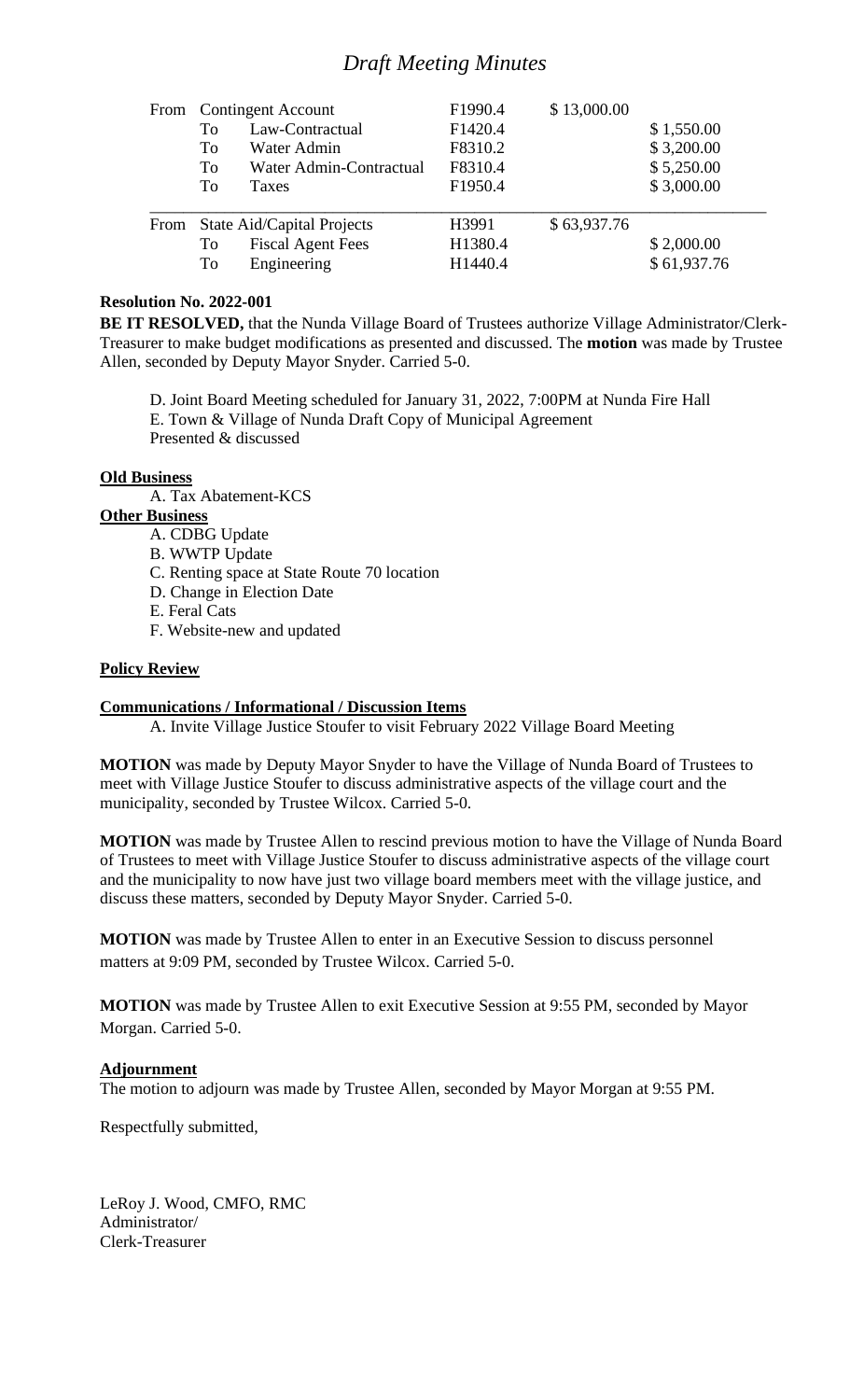# *Draft Meeting Minutes*

| | | | | | |
|---|---|---|---|---|---|
| From | Contingent Account | | F1990.4 | \$ 13,000.00 | |
| | To | Law-Contractual | F1420.4 | | \$ 1,550.00 |
| | To | Water Admin | F8310.2 | | \$ 3,200.00 |
| | To | Water Admin-Contractual | F8310.4 | | \$ 5,250.00 |
| | To | Taxes | F1950.4 | | \$ 3,000.00 |
| From | State Aid/Capital Projects | | H3991 | \$ 63,937.76 | |
| | To | Fiscal Agent Fees | H1380.4 | | \$ 2,000.00 |
| | To | Engineering | H1440.4 | | \$ 61,937.76 |

**Resolution No. 2022-001**

**BE IT RESOLVED,** that the Nunda Village Board of Trustees authorize Village Administrator/Clerk-Treasurer to make budget modifications as presented and discussed. The **motion** was made by Trustee Allen, seconded by Deputy Mayor Snyder. Carried 5-0.

D. Joint Board Meeting scheduled for January 31, 2022, 7:00PM at Nunda Fire Hall
E. Town & Village of Nunda Draft Copy of Municipal Agreement
Presented & discussed

**Old Business**

A. Tax Abatement-KCS

**Other Business**

A. CDBG Update
B. WWTP Update
C. Renting space at State Route 70 location
D. Change in Election Date
E. Feral Cats
F. Website-new and updated

**Policy Review**

**Communications / Informational / Discussion Items**

A. Invite Village Justice Stoufer to visit February 2022 Village Board Meeting

**MOTION** was made by Deputy Mayor Snyder to have the Village of Nunda Board of Trustees to meet with Village Justice Stoufer to discuss administrative aspects of the village court and the municipality, seconded by Trustee Wilcox. Carried 5-0.

**MOTION** was made by Trustee Allen to rescind previous motion to have the Village of Nunda Board of Trustees to meet with Village Justice Stoufer to discuss administrative aspects of the village court and the municipality to now have just two village board members meet with the village justice, and discuss these matters, seconded by Deputy Mayor Snyder. Carried 5-0.

**MOTION** was made by Trustee Allen to enter in an Executive Session to discuss personnel matters at 9:09 PM, seconded by Trustee Wilcox. Carried 5-0.

**MOTION** was made by Trustee Allen to exit Executive Session at 9:55 PM, seconded by Mayor Morgan. Carried 5-0.

**Adjournment**

The motion to adjourn was made by Trustee Allen, seconded by Mayor Morgan at 9:55 PM.

Respectfully submitted,

LeRoy J. Wood, CMFO, RMC
Administrator/
Clerk-Treasurer